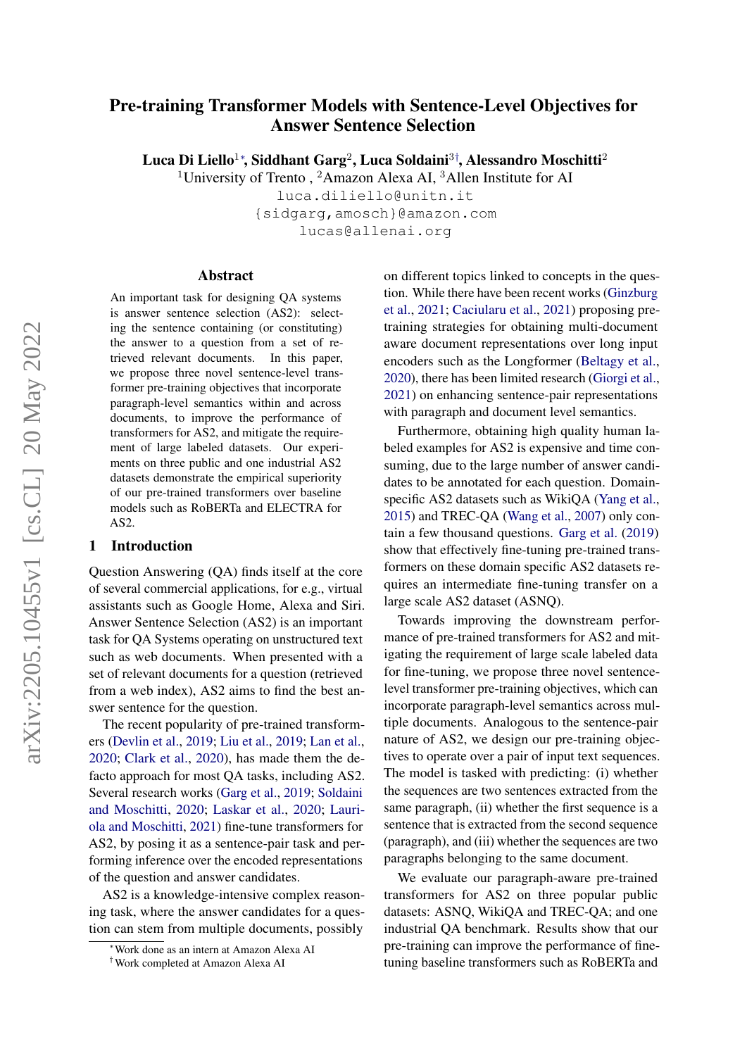# Pre-training Transformer Models with Sentence-Level Objectives for Answer Sentence Selection

**Luca Di Liello[1]\*, Siddhant Garg[2], Luca Soldaini[3]†, Alessandro Moschitti[2]**

[1]University of Trento , [2]Amazon Alexa AI, [3]Allen Institute for AI

luca.diliello@unitn.it

{sidgarg,amosch}@amazon.com

lucas@allenai.org

## Abstract

An important task for designing QA systems is answer sentence selection (AS2): selecting the sentence containing (or constituting) the answer to a question from a set of retrieved relevant documents. In this paper, we propose three novel sentence-level transformer pre-training objectives that incorporate paragraph-level semantics within and across documents, to improve the performance of transformers for AS2, and mitigate the requirement of large labeled datasets. Our experiments on three public and one industrial AS2 datasets demonstrate the empirical superiority of our pre-trained transformers over baseline models such as RoBERTa and ELECTRA for AS2.

## 1 Introduction

Question Answering (QA) finds itself at the core of several commercial applications, for e.g., virtual assistants such as Google Home, Alexa and Siri. Answer Sentence Selection (AS2) is an important task for QA Systems operating on unstructured text such as web documents. When presented with a set of relevant documents for a question (retrieved from a web index), AS2 aims to find the best answer sentence for the question.

The recent popularity of pre-trained transformers (Devlin et al., 2019; Liu et al., 2019; Lan et al., 2020; Clark et al., 2020), has made them the de-facto approach for most QA tasks, including AS2. Several research works (Garg et al., 2019; Soldaini and Moschitti, 2020; Laskar et al., 2020; Lauriola and Moschitti, 2021) fine-tune transformers for AS2, by posing it as a sentence-pair task and performing inference over the encoded representations of the question and answer candidates.

AS2 is a knowledge-intensive complex reasoning task, where the answer candidates for a question can stem from multiple documents, possibly on different topics linked to concepts in the question. While there have been recent works (Ginzburg et al., 2021; Caciularu et al., 2021) proposing pre-training strategies for obtaining multi-document aware document representations over long input encoders such as the Longformer (Beltagy et al., 2020), there has been limited research (Giorgi et al., 2021) on enhancing sentence-pair representations with paragraph and document level semantics.

Furthermore, obtaining high quality human labeled examples for AS2 is expensive and time consuming, due to the large number of answer candidates to be annotated for each question. Domain-specific AS2 datasets such as WikiQA (Yang et al., 2015) and TREC-QA (Wang et al., 2007) only contain a few thousand questions. Garg et al. (2019) show that effectively fine-tuning pre-trained transformers on these domain specific AS2 datasets requires an intermediate fine-tuning transfer on a large scale AS2 dataset (ASNQ).

Towards improving the downstream performance of pre-trained transformers for AS2 and mitigating the requirement of large scale labeled data for fine-tuning, we propose three novel sentence-level transformer pre-training objectives, which can incorporate paragraph-level semantics across multiple documents. Analogous to the sentence-pair nature of AS2, we design our pre-training objectives to operate over a pair of input text sequences. The model is tasked with predicting: (i) whether the sequences are two sentences extracted from the same paragraph, (ii) whether the first sequence is a sentence that is extracted from the second sequence (paragraph), and (iii) whether the sequences are two paragraphs belonging to the same document.

We evaluate our paragraph-aware pre-trained transformers for AS2 on three popular public datasets: ASNQ, WikiQA and TREC-QA; and one industrial QA benchmark. Results show that our pre-training can improve the performance of fine-tuning baseline transformers such as RoBERTa and

\*Work done as an intern at Amazon Alexa AI

†Work completed at Amazon Alexa AI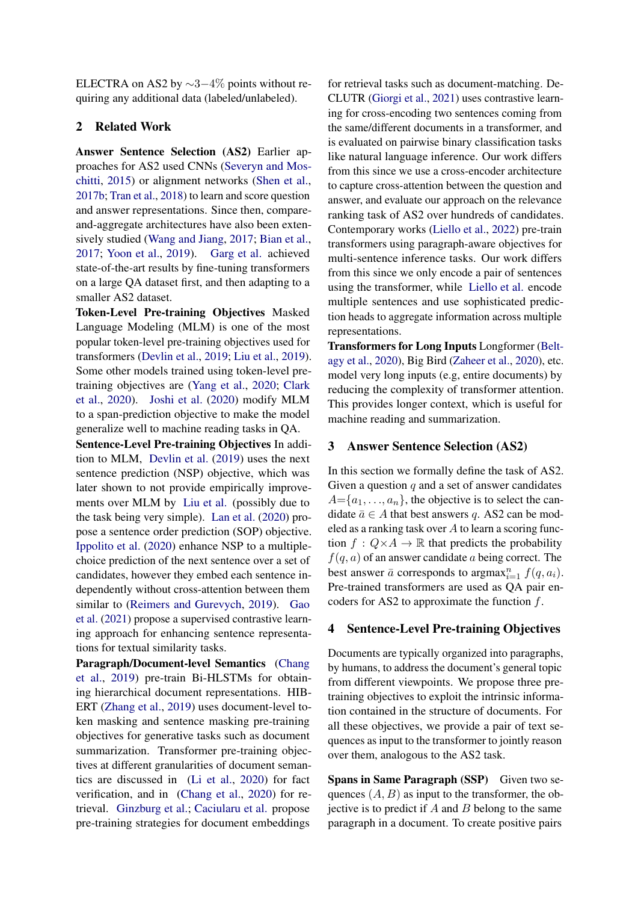ELECTRA on AS2 by ∼3−4% points without requiring any additional data (labeled/unlabeled).

## 2 Related Work

**Answer Sentence Selection (AS2)** Earlier approaches for AS2 used CNNs (Severyn and Moschitti, 2015) or alignment networks (Shen et al., 2017b; Tran et al., 2018) to learn and score question and answer representations. Since then, compare-and-aggregate architectures have also been extensively studied (Wang and Jiang, 2017; Bian et al., 2017; Yoon et al., 2019). Garg et al. achieved state-of-the-art results by fine-tuning transformers on a large QA dataset first, and then adapting to a smaller AS2 dataset.

**Token-Level Pre-training Objectives** Masked Language Modeling (MLM) is one of the most popular token-level pre-training objectives used for transformers (Devlin et al., 2019; Liu et al., 2019). Some other models trained using token-level pre-training objectives are (Yang et al., 2020; Clark et al., 2020). Joshi et al. (2020) modify MLM to a span-prediction objective to make the model generalize well to machine reading tasks in QA.

**Sentence-Level Pre-training Objectives** In addition to MLM, Devlin et al. (2019) uses the next sentence prediction (NSP) objective, which was later shown to not provide empirically improvements over MLM by Liu et al. (possibly due to the task being very simple). Lan et al. (2020) propose a sentence order prediction (SOP) objective. Ippolito et al. (2020) enhance NSP to a multiple-choice prediction of the next sentence over a set of candidates, however they embed each sentence independently without cross-attention between them similar to (Reimers and Gurevych, 2019). Gao et al. (2021) propose a supervised contrastive learning approach for enhancing sentence representations for textual similarity tasks.

**Paragraph/Document-level Semantics** (Chang et al., 2019) pre-train Bi-HLSTMs for obtaining hierarchical document representations. HIBERT (Zhang et al., 2019) uses document-level token masking and sentence masking pre-training objectives for generative tasks such as document summarization. Transformer pre-training objectives at different granularities of document semantics are discussed in (Li et al., 2020) for fact verification, and in (Chang et al., 2020) for retrieval. Ginzburg et al.; Caciularu et al. propose pre-training strategies for document embeddings for retrieval tasks such as document-matching. DeCLUTR (Giorgi et al., 2021) uses contrastive learning for cross-encoding two sentences coming from the same/different documents in a transformer, and is evaluated on pairwise binary classification tasks like natural language inference. Our work differs from this since we use a cross-encoder architecture to capture cross-attention between the question and answer, and evaluate our approach on the relevance ranking task of AS2 over hundreds of candidates. Contemporary works (Liello et al., 2022) pre-train transformers using paragraph-aware objectives for multi-sentence inference tasks. Our work differs from this since we only encode a pair of sentences using the transformer, while Liello et al. encode multiple sentences and use sophisticated prediction heads to aggregate information across multiple representations.

**Transformers for Long Inputs** Longformer (Beltagy et al., 2020), Big Bird (Zaheer et al., 2020), etc. model very long inputs (e.g, entire documents) by reducing the complexity of transformer attention. This provides longer context, which is useful for machine reading and summarization.

## 3 Answer Sentence Selection (AS2)

In this section we formally define the task of AS2. Given a question $q$ and a set of answer candidates $A = \{a_1, \ldots, a_n\}$, the objective is to select the candidate $\bar{a} \in A$ that best answers $q$. AS2 can be modeled as a ranking task over $A$ to learn a scoring function $f : Q \times A \to \mathbb{R}$ that predicts the probability $f(q, a)$ of an answer candidate $a$ being correct. The best answer $\bar{a}$ corresponds to $\text{argmax}_{i=1}^{n} f(q, a_i)$. Pre-trained transformers are used as QA pair encoders for AS2 to approximate the function $f$.

## 4 Sentence-Level Pre-training Objectives

Documents are typically organized into paragraphs, by humans, to address the document's general topic from different viewpoints. We propose three pre-training objectives to exploit the intrinsic information contained in the structure of documents. For all these objectives, we provide a pair of text sequences as input to the transformer to jointly reason over them, analogous to the AS2 task.

**Spans in Same Paragraph (SSP)** Given two sequences $(A, B)$ as input to the transformer, the objective is to predict if $A$ and $B$ belong to the same paragraph in a document. To create positive pairs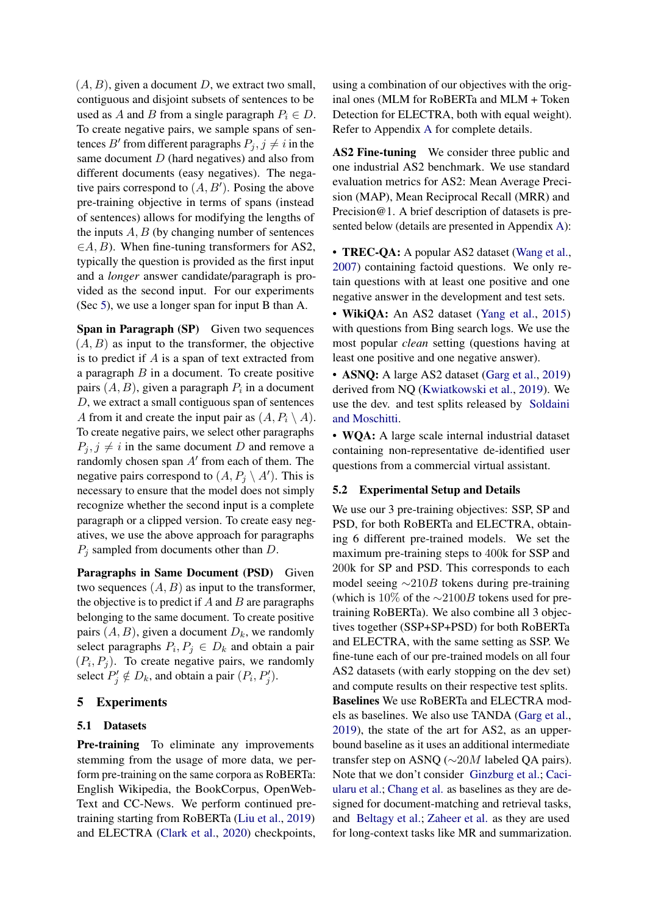$(A, B)$, given a document $D$, we extract two small, contiguous and disjoint subsets of sentences to be used as $A$ and $B$ from a single paragraph $P_i \in D$. To create negative pairs, we sample spans of sentences $B'$ from different paragraphs $P_j, j \neq i$ in the same document $D$ (hard negatives) and also from different documents (easy negatives). The negative pairs correspond to $(A, B')$. Posing the above pre-training objective in terms of spans (instead of sentences) allows for modifying the lengths of the inputs $A, B$ (by changing number of sentences $\in A, B$). When fine-tuning transformers for AS2, typically the question is provided as the first input and a *longer* answer candidate/paragraph is provided as the second input. For our experiments (Sec 5), we use a longer span for input B than A.

**Span in Paragraph (SP)** Given two sequences $(A, B)$ as input to the transformer, the objective is to predict if $A$ is a span of text extracted from a paragraph $B$ in a document. To create positive pairs $(A, B)$, given a paragraph $P_i$ in a document $D$, we extract a small contiguous span of sentences $A$ from it and create the input pair as $(A, P_i \setminus A)$. To create negative pairs, we select other paragraphs $P_j, j \neq i$ in the same document $D$ and remove a randomly chosen span $A'$ from each of them. The negative pairs correspond to $(A, P_j \setminus A')$. This is necessary to ensure that the model does not simply recognize whether the second input is a complete paragraph or a clipped version. To create easy negatives, we use the above approach for paragraphs $P_j$ sampled from documents other than $D$.

**Paragraphs in Same Document (PSD)** Given two sequences $(A, B)$ as input to the transformer, the objective is to predict if $A$ and $B$ are paragraphs belonging to the same document. To create positive pairs $(A, B)$, given a document $D_k$, we randomly select paragraphs $P_i, P_j \in D_k$ and obtain a pair $(P_i, P_j)$. To create negative pairs, we randomly select $P'_j \notin D_k$, and obtain a pair $(P_i, P'_j)$.

# 5 Experiments

## 5.1 Datasets

**Pre-training** To eliminate any improvements stemming from the usage of more data, we perform pre-training on the same corpora as RoBERTa: English Wikipedia, the BookCorpus, OpenWebText and CC-News. We perform continued pre-training starting from RoBERTa (Liu et al., 2019) and ELECTRA (Clark et al., 2020) checkpoints, using a combination of our objectives with the original ones (MLM for RoBERTa and MLM + Token Detection for ELECTRA, both with equal weight). Refer to Appendix A for complete details.

**AS2 Fine-tuning** We consider three public and one industrial AS2 benchmark. We use standard evaluation metrics for AS2: Mean Average Precision (MAP), Mean Reciprocal Recall (MRR) and Precision@1. A brief description of datasets is presented below (details are presented in Appendix A):

- **TREC-QA:** A popular AS2 dataset (Wang et al., 2007) containing factoid questions. We only retain questions with at least one positive and one negative answer in the development and test sets.
- **WikiQA:** An AS2 dataset (Yang et al., 2015) with questions from Bing search logs. We use the most popular *clean* setting (questions having at least one positive and one negative answer).
- **ASNQ:** A large AS2 dataset (Garg et al., 2019) derived from NQ (Kwiatkowski et al., 2019). We use the dev. and test splits released by Soldaini and Moschitti.
- **WQA:** A large scale internal industrial dataset containing non-representative de-identified user questions from a commercial virtual assistant.

## 5.2 Experimental Setup and Details

We use our 3 pre-training objectives: SSP, SP and PSD, for both RoBERTa and ELECTRA, obtaining 6 different pre-trained models. We set the maximum pre-training steps to 400k for SSP and 200k for SP and PSD. This corresponds to each model seeing $\sim$210$B$ tokens during pre-training (which is 10% of the $\sim$2100$B$ tokens used for pre-training RoBERTa). We also combine all 3 objectives together (SSP+SP+PSD) for both RoBERTa and ELECTRA, with the same setting as SSP. We fine-tune each of our pre-trained models on all four AS2 datasets (with early stopping on the dev set) and compute results on their respective test splits.

**Baselines** We use RoBERTa and ELECTRA models as baselines. We also use TANDA (Garg et al., 2019), the state of the art for AS2, as an upper-bound baseline as it uses an additional intermediate transfer step on ASNQ ($\sim$20$M$ labeled QA pairs). Note that we don't consider Ginzburg et al.; Caciularu et al.; Chang et al. as baselines as they are designed for document-matching and retrieval tasks, and Beltagy et al.; Zaheer et al. as they are used for long-context tasks like MR and summarization.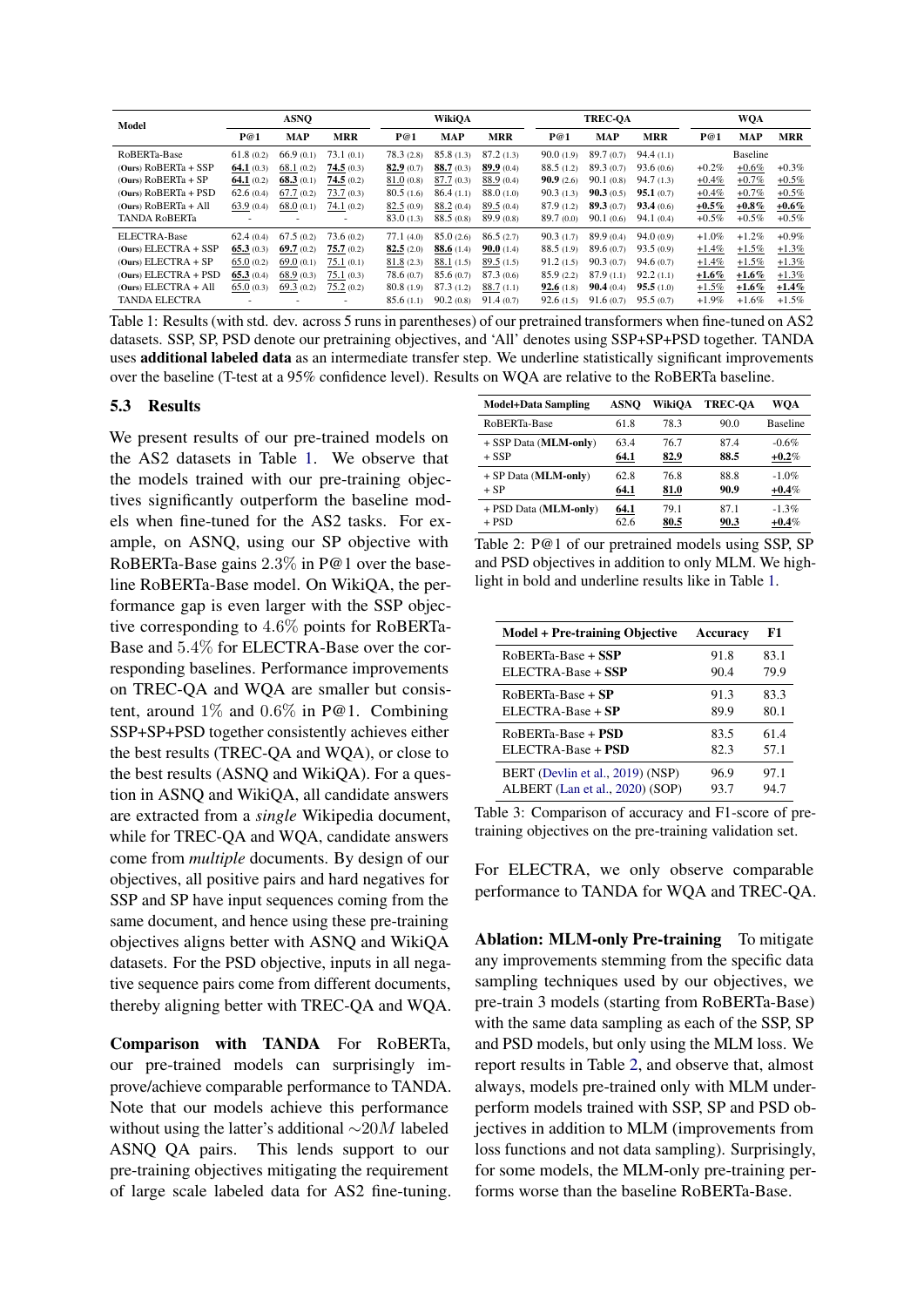| Model | ASNQ | | | WikiQA | | | TREC-QA | | | WQA | | |
|---|---|---|---|---|---|---|---|---|---|---|---|---|
| | P@1 | MAP | MRR | P@1 | MAP | MRR | P@1 | MAP | MRR | P@1 | MAP | MRR |
| RoBERTa-Base | 61.8 (0.2) | 66.9 (0.1) | 73.1 (0.1) | 78.3 (2.8) | 85.8 (1.3) | 87.2 (1.3) | 90.0 (1.9) | 89.7 (0.7) | 94.4 (1.1) | | Baseline | |
| (Ours) RoBERTa + SSP | **<u>64.1</u>** (0.3) | <u>68.1</u> (0.2) | **<u>74.5</u>** (0.3) | **<u>82.9</u>** (0.7) | **<u>88.7</u>** (0.3) | **<u>89.9</u>** (0.4) | 88.5 (1.2) | 89.3 (0.7) | 93.6 (0.6) | +0.2% | <u>+0.6%</u> | +0.3% |
| (Ours) RoBERTa + SP | **<u>64.1</u>** (0.2) | **<u>68.3</u>** (0.1) | **<u>74.5</u>** (0.2) | <u>81.0</u> (0.8) | <u>87.7</u> (0.3) | <u>88.9</u> (0.4) | **90.9** (2.6) | 90.1 (0.8) | 94.7 (1.3) | <u>+0.4%</u> | <u>+0.7%</u> | <u>+0.5%</u> |
| (Ours) RoBERTa + PSD | 62.6 (0.4) | <u>67.7</u> (0.2) | <u>73.7</u> (0.3) | 80.5 (1.6) | 86.4 (1.1) | 88.0 (1.0) | 90.3 (1.3) | **90.3** (0.5) | **95.1** (0.7) | <u>+0.4%</u> | <u>+0.7%</u> | <u>+0.5%</u> |
| (Ours) RoBERTa + All | <u>63.9</u> (0.4) | <u>68.0</u> (0.1) | <u>74.1</u> (0.2) | <u>82.5</u> (0.9) | <u>88.2</u> (0.4) | <u>89.5</u> (0.4) | 87.9 (1.2) | **89.3** (0.7) | **93.4** (0.6) | **<u>+0.5%</u>** | **<u>+0.8%</u>** | **<u>+0.6%</u>** |
| TANDA RoBERTa | - | - | - | 83.0 (1.3) | 88.5 (0.8) | 89.9 (0.8) | 89.7 (0.0) | 90.1 (0.6) | 94.1 (0.4) | +0.5% | +0.5% | +0.5% |
| ELECTRA-Base | 62.4 (0.4) | 67.5 (0.2) | 73.6 (0.2) | 77.1 (4.0) | 85.0 (2.6) | 86.5 (2.7) | 90.3 (1.7) | 89.9 (0.4) | 94.0 (0.9) | +1.0% | +1.2% | +0.9% |
| (Ours) ELECTRA + SSP | **<u>65.3</u>** (0.3) | **<u>69.7</u>** (0.2) | **<u>75.7</u>** (0.2) | **<u>82.5</u>** (2.0) | **<u>88.6</u>** (1.4) | **<u>90.0</u>** (1.4) | 88.5 (1.9) | 89.6 (0.7) | 93.5 (0.9) | <u>+1.4%</u> | <u>+1.5%</u> | <u>+1.3%</u> |
| (Ours) ELECTRA + SP | <u>65.0</u> (0.2) | <u>69.0</u> (0.1) | <u>75.1</u> (0.1) | <u>81.8</u> (2.3) | <u>88.1</u> (1.5) | <u>89.5</u> (1.5) | 91.2 (1.5) | 90.3 (0.7) | 94.6 (0.7) | <u>+1.4%</u> | <u>+1.5%</u> | <u>+1.3%</u> |
| (Ours) ELECTRA + PSD | **<u>65.3</u>** (0.4) | <u>68.9</u> (0.3) | <u>75.1</u> (0.3) | 78.6 (0.7) | 85.6 (0.7) | 87.3 (0.6) | 85.9 (2.2) | 87.9 (1.1) | 92.2 (1.1) | **<u>+1.6%</u>** | **<u>+1.6%</u>** | +1.3% |
| (Ours) ELECTRA + All | <u>65.0</u> (0.3) | <u>69.3</u> (0.2) | <u>75.2</u> (0.2) | 80.8 (1.9) | 87.3 (1.2) | <u>88.7</u> (1.1) | **<u>92.6</u>** (1.8) | **90.4** (0.4) | **95.5** (1.0) | <u>+1.5%</u> | **<u>+1.6%</u>** | **<u>+1.4%</u>** |
| TANDA ELECTRA | - | - | - | 85.6 (1.1) | 90.2 (0.8) | 91.4 (0.7) | 92.6 (1.5) | 91.6 (0.7) | 95.5 (0.7) | +1.9% | +1.6% | +1.5% |

Table 1: Results (with std. dev. across 5 runs in parentheses) of our pretrained transformers when fine-tuned on AS2 datasets. SSP, SP, PSD denote our pretraining objectives, and 'All' denotes using SSP+SP+PSD together. TANDA uses **additional labeled data** as an intermediate transfer step. We underline statistically significant improvements over the baseline (T-test at a 95% confidence level). Results on WQA are relative to the RoBERTa baseline.

### 5.3 Results

We present results of our pre-trained models on the AS2 datasets in Table 1. We observe that the models trained with our pre-training objectives significantly outperform the baseline models when fine-tuned for the AS2 tasks. For example, on ASNQ, using our SP objective with RoBERTa-Base gains $2.3\%$ in P@1 over the baseline RoBERTa-Base model. On WikiQA, the performance gap is even larger with the SSP objective corresponding to $4.6\%$ points for RoBERTa-Base and $5.4\%$ for ELECTRA-Base over the corresponding baselines. Performance improvements on TREC-QA and WQA are smaller but consistent, around $1\%$ and $0.6\%$ in P@1. Combining SSP+SP+PSD together consistently achieves either the best results (TREC-QA and WQA), or close to the best results (ASNQ and WikiQA). For a question in ASNQ and WikiQA, all candidate answers are extracted from a *single* Wikipedia document, while for TREC-QA and WQA, candidate answers come from *multiple* documents. By design of our objectives, all positive pairs and hard negatives for SSP and SP have input sequences coming from the same document, and hence using these pre-training objectives aligns better with ASNQ and WikiQA datasets. For the PSD objective, inputs in all negative sequence pairs come from different documents, thereby aligning better with TREC-QA and WQA.

**Comparison with TANDA** For RoBERTa, our pre-trained models can surprisingly improve/achieve comparable performance to TANDA. Note that our models achieve this performance without using the latter's additional $\sim 20M$ labeled ASNQ QA pairs. This lends support to our pre-training objectives mitigating the requirement of large scale labeled data for AS2 fine-tuning. For ELECTRA, we only observe comparable performance to TANDA for WQA and TREC-QA.

| Model+Data Sampling | ASNQ | WikiQA | TREC-QA | WQA |
|---|---|---|---|---|
| RoBERTa-Base | 61.8 | 78.3 | 90.0 | Baseline |
| + SSP Data (**MLM-only**) | 63.4 | 76.7 | 87.4 | -0.6% |
| + SSP | **<u>64.1</u>** | **<u>82.9</u>** | **88.5** | **<u>+0.2</u>**% |
| + SP Data (**MLM-only**) | 62.8 | 76.8 | 88.8 | -1.0% |
| + SP | **<u>64.1</u>** | **<u>81.0</u>** | **90.9** | **<u>+0.4</u>**% |
| + PSD Data (**MLM-only**) | **<u>64.1</u>** | 79.1 | 87.1 | -1.3% |
| + PSD | 62.6 | **<u>80.5</u>** | **<u>90.3</u>** | **<u>+0.4</u>**% |

Table 2: P@1 of our pretrained models using SSP, SP and PSD objectives in addition to only MLM. We highlight in bold and underline results like in Table 1.

| Model + Pre-training Objective | Accuracy | F1 |
|---|---|---|
| RoBERTa-Base + **SSP** | 91.8 | 83.1 |
| ELECTRA-Base + **SSP** | 90.4 | 79.9 |
| RoBERTa-Base + **SP** | 91.3 | 83.3 |
| ELECTRA-Base + **SP** | 89.9 | 80.1 |
| RoBERTa-Base + **PSD** | 83.5 | 61.4 |
| ELECTRA-Base + **PSD** | 82.3 | 57.1 |
| BERT (Devlin et al., 2019) (NSP) | 96.9 | 97.1 |
| ALBERT (Lan et al., 2020) (SOP) | 93.7 | 94.7 |

Table 3: Comparison of accuracy and F1-score of pre-training objectives on the pre-training validation set.

**Ablation: MLM-only Pre-training** To mitigate any improvements stemming from the specific data sampling techniques used by our objectives, we pre-train 3 models (starting from RoBERTa-Base) with the same data sampling as each of the SSP, SP and PSD models, but only using the MLM loss. We report results in Table 2, and observe that, almost always, models pre-trained only with MLM underperform models trained with SSP, SP and PSD objectives in addition to MLM (improvements from loss functions and not data sampling). Surprisingly, for some models, the MLM-only pre-training performs worse than the baseline RoBERTa-Base.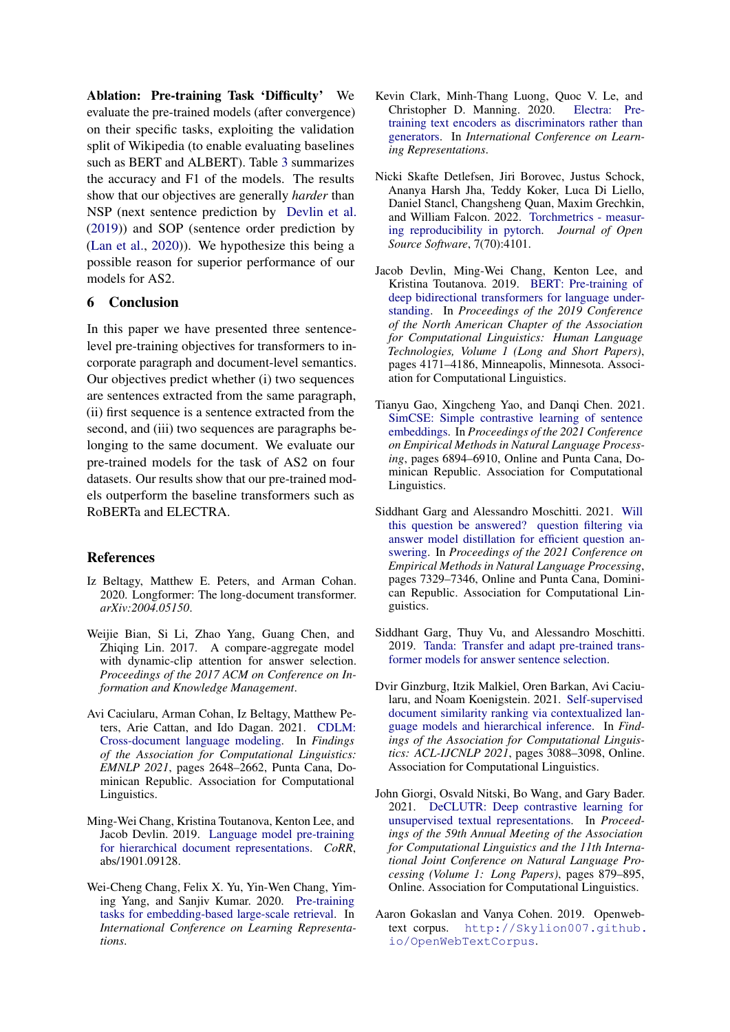**Ablation: Pre-training Task 'Difficulty'** We evaluate the pre-trained models (after convergence) on their specific tasks, exploiting the validation split of Wikipedia (to enable evaluating baselines such as BERT and ALBERT). Table 3 summarizes the accuracy and F1 of the models. The results show that our objectives are generally *harder* than NSP (next sentence prediction by Devlin et al. (2019)) and SOP (sentence order prediction by (Lan et al., 2020)). We hypothesize this being a possible reason for superior performance of our models for AS2.

## 6 Conclusion

In this paper we have presented three sentence-level pre-training objectives for transformers to incorporate paragraph and document-level semantics. Our objectives predict whether (i) two sequences are sentences extracted from the same paragraph, (ii) first sequence is a sentence extracted from the second, and (iii) two sequences are paragraphs belonging to the same document. We evaluate our pre-trained models for the task of AS2 on four datasets. Our results show that our pre-trained models outperform the baseline transformers such as RoBERTa and ELECTRA.

## References

Iz Beltagy, Matthew E. Peters, and Arman Cohan. 2020. Longformer: The long-document transformer. *arXiv:2004.05150*.

Weijie Bian, Si Li, Zhao Yang, Guang Chen, and Zhiqing Lin. 2017. A compare-aggregate model with dynamic-clip attention for answer selection. *Proceedings of the 2017 ACM on Conference on Information and Knowledge Management*.

Avi Caciularu, Arman Cohan, Iz Beltagy, Matthew Peters, Arie Cattan, and Ido Dagan. 2021. CDLM: Cross-document language modeling. In *Findings of the Association for Computational Linguistics: EMNLP 2021*, pages 2648–2662, Punta Cana, Dominican Republic. Association for Computational Linguistics.

Ming-Wei Chang, Kristina Toutanova, Kenton Lee, and Jacob Devlin. 2019. Language model pre-training for hierarchical document representations. *CoRR*, abs/1901.09128.

Wei-Cheng Chang, Felix X. Yu, Yin-Wen Chang, Yiming Yang, and Sanjiv Kumar. 2020. Pre-training tasks for embedding-based large-scale retrieval. In *International Conference on Learning Representations*.

Kevin Clark, Minh-Thang Luong, Quoc V. Le, and Christopher D. Manning. 2020. Electra: Pre-training text encoders as discriminators rather than generators. In *International Conference on Learning Representations*.

Nicki Skafte Detlefsen, Jiri Borovec, Justus Schock, Ananya Harsh Jha, Teddy Koker, Luca Di Liello, Daniel Stancl, Changsheng Quan, Maxim Grechkin, and William Falcon. 2022. Torchmetrics - measuring reproducibility in pytorch. *Journal of Open Source Software*, 7(70):4101.

Jacob Devlin, Ming-Wei Chang, Kenton Lee, and Kristina Toutanova. 2019. BERT: Pre-training of deep bidirectional transformers for language understanding. In *Proceedings of the 2019 Conference of the North American Chapter of the Association for Computational Linguistics: Human Language Technologies, Volume 1 (Long and Short Papers)*, pages 4171–4186, Minneapolis, Minnesota. Association for Computational Linguistics.

Tianyu Gao, Xingcheng Yao, and Danqi Chen. 2021. SimCSE: Simple contrastive learning of sentence embeddings. In *Proceedings of the 2021 Conference on Empirical Methods in Natural Language Processing*, pages 6894–6910, Online and Punta Cana, Dominican Republic. Association for Computational Linguistics.

Siddhant Garg and Alessandro Moschitti. 2021. Will this question be answered? question filtering via answer model distillation for efficient question answering. In *Proceedings of the 2021 Conference on Empirical Methods in Natural Language Processing*, pages 7329–7346, Online and Punta Cana, Dominican Republic. Association for Computational Linguistics.

Siddhant Garg, Thuy Vu, and Alessandro Moschitti. 2019. Tanda: Transfer and adapt pre-trained transformer models for answer sentence selection.

Dvir Ginzburg, Itzik Malkiel, Oren Barkan, Avi Caciularu, and Noam Koenigstein. 2021. Self-supervised document similarity ranking via contextualized language models and hierarchical inference. In *Findings of the Association for Computational Linguistics: ACL-IJCNLP 2021*, pages 3088–3098, Online. Association for Computational Linguistics.

John Giorgi, Osvald Nitski, Bo Wang, and Gary Bader. 2021. DeCLUTR: Deep contrastive learning for unsupervised textual representations. In *Proceedings of the 59th Annual Meeting of the Association for Computational Linguistics and the 11th International Joint Conference on Natural Language Processing (Volume 1: Long Papers)*, pages 879–895, Online. Association for Computational Linguistics.

Aaron Gokaslan and Vanya Cohen. 2019. Openwebtext corpus. `http://Skylion007.github.io/OpenWebTextCorpus`.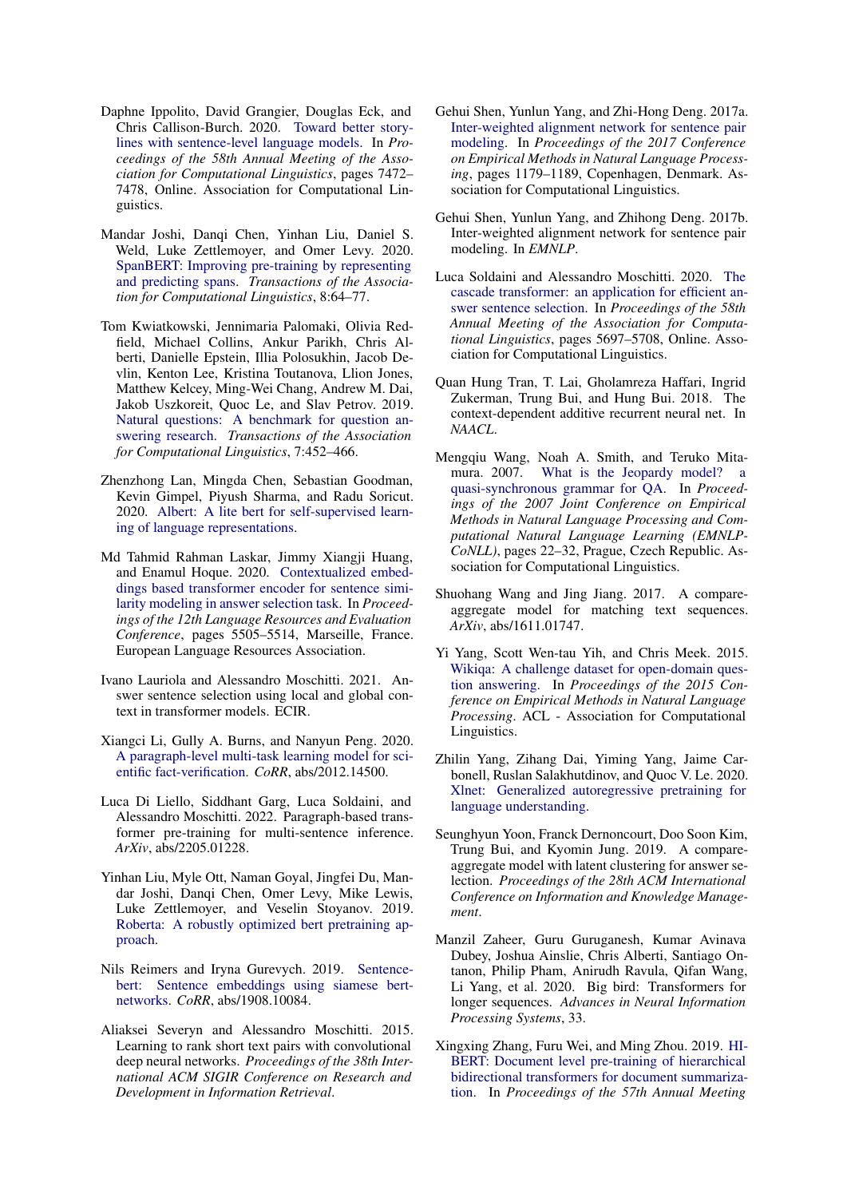Daphne Ippolito, David Grangier, Douglas Eck, and Chris Callison-Burch. 2020. Toward better storylines with sentence-level language models. In *Proceedings of the 58th Annual Meeting of the Association for Computational Linguistics*, pages 7472–7478, Online. Association for Computational Linguistics.

Mandar Joshi, Danqi Chen, Yinhan Liu, Daniel S. Weld, Luke Zettlemoyer, and Omer Levy. 2020. SpanBERT: Improving pre-training by representing and predicting spans. *Transactions of the Association for Computational Linguistics*, 8:64–77.

Tom Kwiatkowski, Jennimaria Palomaki, Olivia Redfield, Michael Collins, Ankur Parikh, Chris Alberti, Danielle Epstein, Illia Polosukhin, Jacob Devlin, Kenton Lee, Kristina Toutanova, Llion Jones, Matthew Kelcey, Ming-Wei Chang, Andrew M. Dai, Jakob Uszkoreit, Quoc Le, and Slav Petrov. 2019. Natural questions: A benchmark for question answering research. *Transactions of the Association for Computational Linguistics*, 7:452–466.

Zhenzhong Lan, Mingda Chen, Sebastian Goodman, Kevin Gimpel, Piyush Sharma, and Radu Soricut. 2020. Albert: A lite bert for self-supervised learning of language representations.

Md Tahmid Rahman Laskar, Jimmy Xiangji Huang, and Enamul Hoque. 2020. Contextualized embeddings based transformer encoder for sentence similarity modeling in answer selection task. In *Proceedings of the 12th Language Resources and Evaluation Conference*, pages 5505–5514, Marseille, France. European Language Resources Association.

Ivano Lauriola and Alessandro Moschitti. 2021. Answer sentence selection using local and global context in transformer models. ECIR.

Xiangci Li, Gully A. Burns, and Nanyun Peng. 2020. A paragraph-level multi-task learning model for scientific fact-verification. *CoRR*, abs/2012.14500.

Luca Di Liello, Siddhant Garg, Luca Soldaini, and Alessandro Moschitti. 2022. Paragraph-based transformer pre-training for multi-sentence inference. *ArXiv*, abs/2205.01228.

Yinhan Liu, Myle Ott, Naman Goyal, Jingfei Du, Mandar Joshi, Danqi Chen, Omer Levy, Mike Lewis, Luke Zettlemoyer, and Veselin Stoyanov. 2019. Roberta: A robustly optimized bert pretraining approach.

Nils Reimers and Iryna Gurevych. 2019. Sentence-bert: Sentence embeddings using siamese bert-networks. *CoRR*, abs/1908.10084.

Aliaksei Severyn and Alessandro Moschitti. 2015. Learning to rank short text pairs with convolutional deep neural networks. *Proceedings of the 38th International ACM SIGIR Conference on Research and Development in Information Retrieval*.

Gehui Shen, Yunlun Yang, and Zhi-Hong Deng. 2017a. Inter-weighted alignment network for sentence pair modeling. In *Proceedings of the 2017 Conference on Empirical Methods in Natural Language Processing*, pages 1179–1189, Copenhagen, Denmark. Association for Computational Linguistics.

Gehui Shen, Yunlun Yang, and Zhihong Deng. 2017b. Inter-weighted alignment network for sentence pair modeling. In *EMNLP*.

Luca Soldaini and Alessandro Moschitti. 2020. The cascade transformer: an application for efficient answer sentence selection. In *Proceedings of the 58th Annual Meeting of the Association for Computational Linguistics*, pages 5697–5708, Online. Association for Computational Linguistics.

Quan Hung Tran, T. Lai, Gholamreza Haffari, Ingrid Zukerman, Trung Bui, and Hung Bui. 2018. The context-dependent additive recurrent neural net. In *NAACL*.

Mengqiu Wang, Noah A. Smith, and Teruko Mitamura. 2007. What is the Jeopardy model? a quasi-synchronous grammar for QA. In *Proceedings of the 2007 Joint Conference on Empirical Methods in Natural Language Processing and Computational Natural Language Learning (EMNLP-CoNLL)*, pages 22–32, Prague, Czech Republic. Association for Computational Linguistics.

Shuohang Wang and Jing Jiang. 2017. A compare-aggregate model for matching text sequences. *ArXiv*, abs/1611.01747.

Yi Yang, Scott Wen-tau Yih, and Chris Meek. 2015. Wikiqa: A challenge dataset for open-domain question answering. In *Proceedings of the 2015 Conference on Empirical Methods in Natural Language Processing*. ACL - Association for Computational Linguistics.

Zhilin Yang, Zihang Dai, Yiming Yang, Jaime Carbonell, Ruslan Salakhutdinov, and Quoc V. Le. 2020. Xlnet: Generalized autoregressive pretraining for language understanding.

Seunghyun Yoon, Franck Dernoncourt, Doo Soon Kim, Trung Bui, and Kyomin Jung. 2019. A compare-aggregate model with latent clustering for answer selection. *Proceedings of the 28th ACM International Conference on Information and Knowledge Management*.

Manzil Zaheer, Guru Guruganesh, Kumar Avinava Dubey, Joshua Ainslie, Chris Alberti, Santiago Ontanon, Philip Pham, Anirudh Ravula, Qifan Wang, Li Yang, et al. 2020. Big bird: Transformers for longer sequences. *Advances in Neural Information Processing Systems*, 33.

Xingxing Zhang, Furu Wei, and Ming Zhou. 2019. HIBERT: Document level pre-training of hierarchical bidirectional transformers for document summarization. In *Proceedings of the 57th Annual Meeting*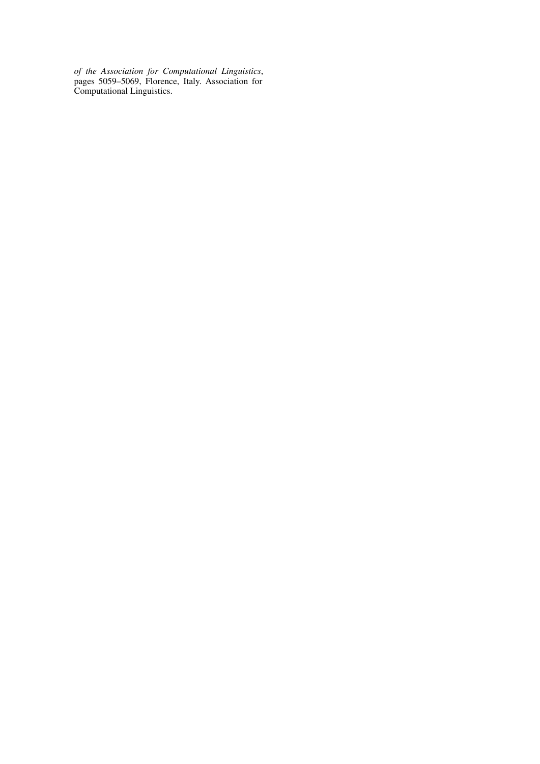*of the Association for Computational Linguistics*, pages 5059–5069, Florence, Italy. Association for Computational Linguistics.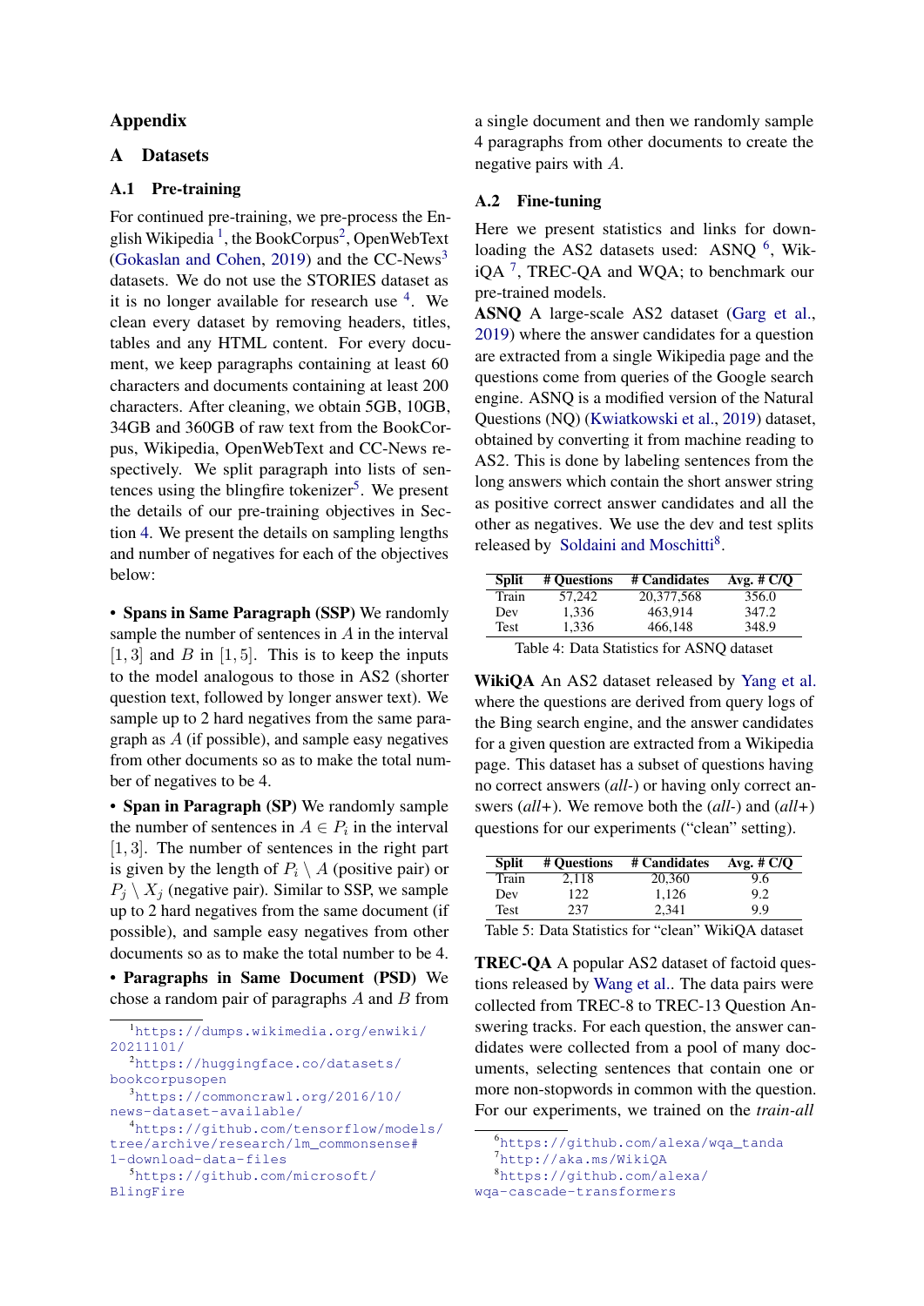# Appendix

## A Datasets

### A.1 Pre-training

For continued pre-training, we pre-process the English Wikipedia [1], the BookCorpus[2], OpenWebText (Gokaslan and Cohen, 2019) and the CC-News[3] datasets. We do not use the STORIES dataset as it is no longer available for research use [4]. We clean every dataset by removing headers, titles, tables and any HTML content. For every document, we keep paragraphs containing at least 60 characters and documents containing at least 200 characters. After cleaning, we obtain 5GB, 10GB, 34GB and 360GB of raw text from the BookCorpus, Wikipedia, OpenWebText and CC-News respectively. We split paragraph into lists of sentences using the blingfire tokenizer[5]. We present the details of our pre-training objectives in Section 4. We present the details on sampling lengths and number of negatives for each of the objectives below:

- **Spans in Same Paragraph (SSP)** We randomly sample the number of sentences in $A$ in the interval $[1, 3]$ and $B$ in $[1, 5]$. This is to keep the inputs to the model analogous to those in AS2 (shorter question text, followed by longer answer text). We sample up to 2 hard negatives from the same paragraph as $A$ (if possible), and sample easy negatives from other documents so as to make the total number of negatives to be 4.
- **Span in Paragraph (SP)** We randomly sample the number of sentences in $A \in P_i$ in the interval $[1, 3]$. The number of sentences in the right part is given by the length of $P_i \setminus A$ (positive pair) or $P_j \setminus X_j$ (negative pair). Similar to SSP, we sample up to 2 hard negatives from the same document (if possible), and sample easy negatives from other documents so as to make the total number to be 4.
- **Paragraphs in Same Document (PSD)** We chose a random pair of paragraphs $A$ and $B$ from a single document and then we randomly sample 4 paragraphs from other documents to create the negative pairs with $A$.

### A.2 Fine-tuning

Here we present statistics and links for downloading the AS2 datasets used: ASNQ [6], WikiQA [7], TREC-QA and WQA; to benchmark our pre-trained models.

**ASNQ** A large-scale AS2 dataset (Garg et al., 2019) where the answer candidates for a question are extracted from a single Wikipedia page and the questions come from queries of the Google search engine. ASNQ is a modified version of the Natural Questions (NQ) (Kwiatkowski et al., 2019) dataset, obtained by converting it from machine reading to AS2. This is done by labeling sentences from the long answers which contain the short answer string as positive correct answer candidates and all the other as negatives. We use the dev and test splits released by Soldaini and Moschitti[8].

| Split | # Questions | # Candidates | Avg. # C/Q |
|---|---|---|---|
| Train | 57,242 | 20,377,568 | 356.0 |
| Dev | 1,336 | 463,914 | 347.2 |
| Test | 1,336 | 466,148 | 348.9 |

Table 4: Data Statistics for ASNQ dataset

**WikiQA** An AS2 dataset released by Yang et al. where the questions are derived from query logs of the Bing search engine, and the answer candidates for a given question are extracted from a Wikipedia page. This dataset has a subset of questions having no correct answers (*all-*) or having only correct answers (*all+*). We remove both the (*all-*) and (*all+*) questions for our experiments ("clean" setting).

| Split | # Questions | # Candidates | Avg. # C/Q |
|---|---|---|---|
| Train | 2,118 | 20,360 | 9.6 |
| Dev | 122 | 1,126 | 9.2 |
| Test | 237 | 2,341 | 9.9 |

Table 5: Data Statistics for "clean" WikiQA dataset

**TREC-QA** A popular AS2 dataset of factoid questions released by Wang et al.. The data pairs were collected from TREC-8 to TREC-13 Question Answering tracks. For each question, the answer candidates were collected from a pool of many documents, selecting sentences that contain one or more non-stopwords in common with the question. For our experiments, we trained on the *train-all*

[1] https://dumps.wikimedia.org/enwiki/20211101/
[2] https://huggingface.co/datasets/bookcorpusopen
[3] https://commoncrawl.org/2016/10/news-dataset-available/
[4] https://github.com/tensorflow/models/tree/archive/research/lm_commonsense#1-download-data-files
[5] https://github.com/microsoft/BlingFire
[6] https://github.com/alexa/wqa_tanda
[7] http://aka.ms/WikiQA
[8] https://github.com/alexa/wqa-cascade-transformers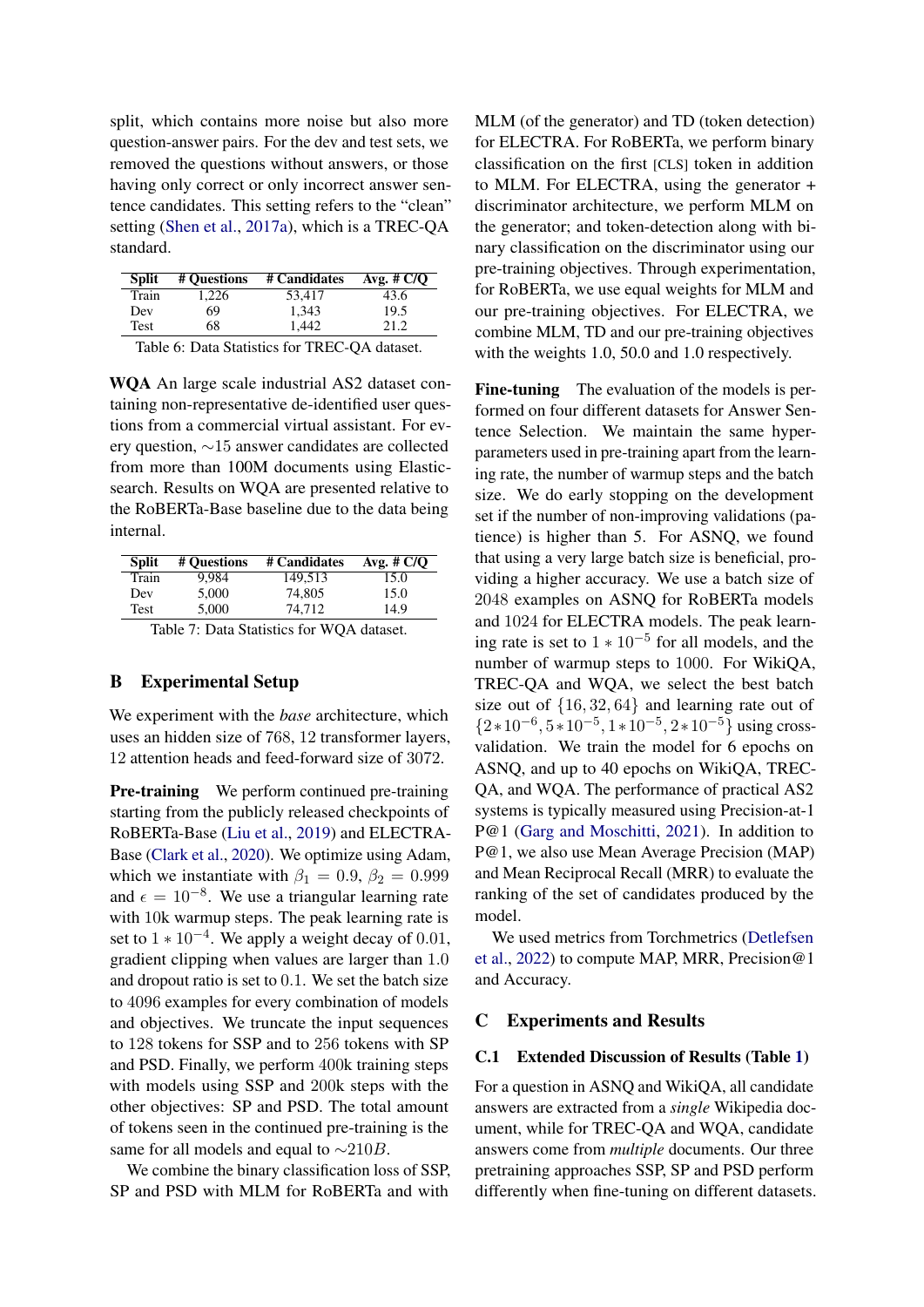split, which contains more noise but also more question-answer pairs. For the dev and test sets, we removed the questions without answers, or those having only correct or only incorrect answer sentence candidates. This setting refers to the "clean" setting (Shen et al., 2017a), which is a TREC-QA standard.

| Split | # Questions | # Candidates | Avg. # C/Q |
|---|---|---|---|
| Train | 1,226 | 53,417 | 43.6 |
| Dev | 69 | 1,343 | 19.5 |
| Test | 68 | 1,442 | 21.2 |

Table 6: Data Statistics for TREC-QA dataset.

**WQA** An large scale industrial AS2 dataset containing non-representative de-identified user questions from a commercial virtual assistant. For every question, ∼15 answer candidates are collected from more than 100M documents using Elasticsearch. Results on WQA are presented relative to the RoBERTa-Base baseline due to the data being internal.

| Split | # Questions | # Candidates | Avg. # C/Q |
|---|---|---|---|
| Train | 9,984 | 149,513 | 15.0 |
| Dev | 5,000 | 74,805 | 15.0 |
| Test | 5,000 | 74,712 | 14.9 |

Table 7: Data Statistics for WQA dataset.

## B Experimental Setup

We experiment with the *base* architecture, which uses an hidden size of 768, 12 transformer layers, 12 attention heads and feed-forward size of 3072.

**Pre-training** We perform continued pre-training starting from the publicly released checkpoints of RoBERTa-Base (Liu et al., 2019) and ELECTRA-Base (Clark et al., 2020). We optimize using Adam, which we instantiate with $\beta_1 = 0.9$, $\beta_2 = 0.999$ and $\epsilon = 10^{-8}$. We use a triangular learning rate with 10k warmup steps. The peak learning rate is set to $1 * 10^{-4}$. We apply a weight decay of 0.01, gradient clipping when values are larger than 1.0 and dropout ratio is set to 0.1. We set the batch size to 4096 examples for every combination of models and objectives. We truncate the input sequences to 128 tokens for SSP and to 256 tokens with SP and PSD. Finally, we perform 400k training steps with models using SSP and 200k steps with the other objectives: SP and PSD. The total amount of tokens seen in the continued pre-training is the same for all models and equal to $\sim 210B$.

We combine the binary classification loss of SSP, SP and PSD with MLM for RoBERTa and with MLM (of the generator) and TD (token detection) for ELECTRA. For RoBERTa, we perform binary classification on the first [CLS] token in addition to MLM. For ELECTRA, using the generator + discriminator architecture, we perform MLM on the generator; and token-detection along with binary classification on the discriminator using our pre-training objectives. Through experimentation, for RoBERTa, we use equal weights for MLM and our pre-training objectives. For ELECTRA, we combine MLM, TD and our pre-training objectives with the weights 1.0, 50.0 and 1.0 respectively.

**Fine-tuning** The evaluation of the models is performed on four different datasets for Answer Sentence Selection. We maintain the same hyperparameters used in pre-training apart from the learning rate, the number of warmup steps and the batch size. We do early stopping on the development set if the number of non-improving validations (patience) is higher than 5. For ASNQ, we found that using a very large batch size is beneficial, providing a higher accuracy. We use a batch size of 2048 examples on ASNQ for RoBERTa models and 1024 for ELECTRA models. The peak learning rate is set to $1 * 10^{-5}$ for all models, and the number of warmup steps to 1000. For WikiQA, TREC-QA and WQA, we select the best batch size out of $\{16, 32, 64\}$ and learning rate out of $\{2*10^{-6}, 5*10^{-5}, 1*10^{-5}, 2*10^{-5}\}$ using cross-validation. We train the model for 6 epochs on ASNQ, and up to 40 epochs on WikiQA, TREC-QA, and WQA. The performance of practical AS2 systems is typically measured using Precision-at-1 P@1 (Garg and Moschitti, 2021). In addition to P@1, we also use Mean Average Precision (MAP) and Mean Reciprocal Recall (MRR) to evaluate the ranking of the set of candidates produced by the model.

We used metrics from Torchmetrics (Detlefsen et al., 2022) to compute MAP, MRR, Precision@1 and Accuracy.

## C Experiments and Results

### C.1 Extended Discussion of Results (Table 1)

For a question in ASNQ and WikiQA, all candidate answers are extracted from a *single* Wikipedia document, while for TREC-QA and WQA, candidate answers come from *multiple* documents. Our three pretraining approaches SSP, SP and PSD perform differently when fine-tuning on different datasets.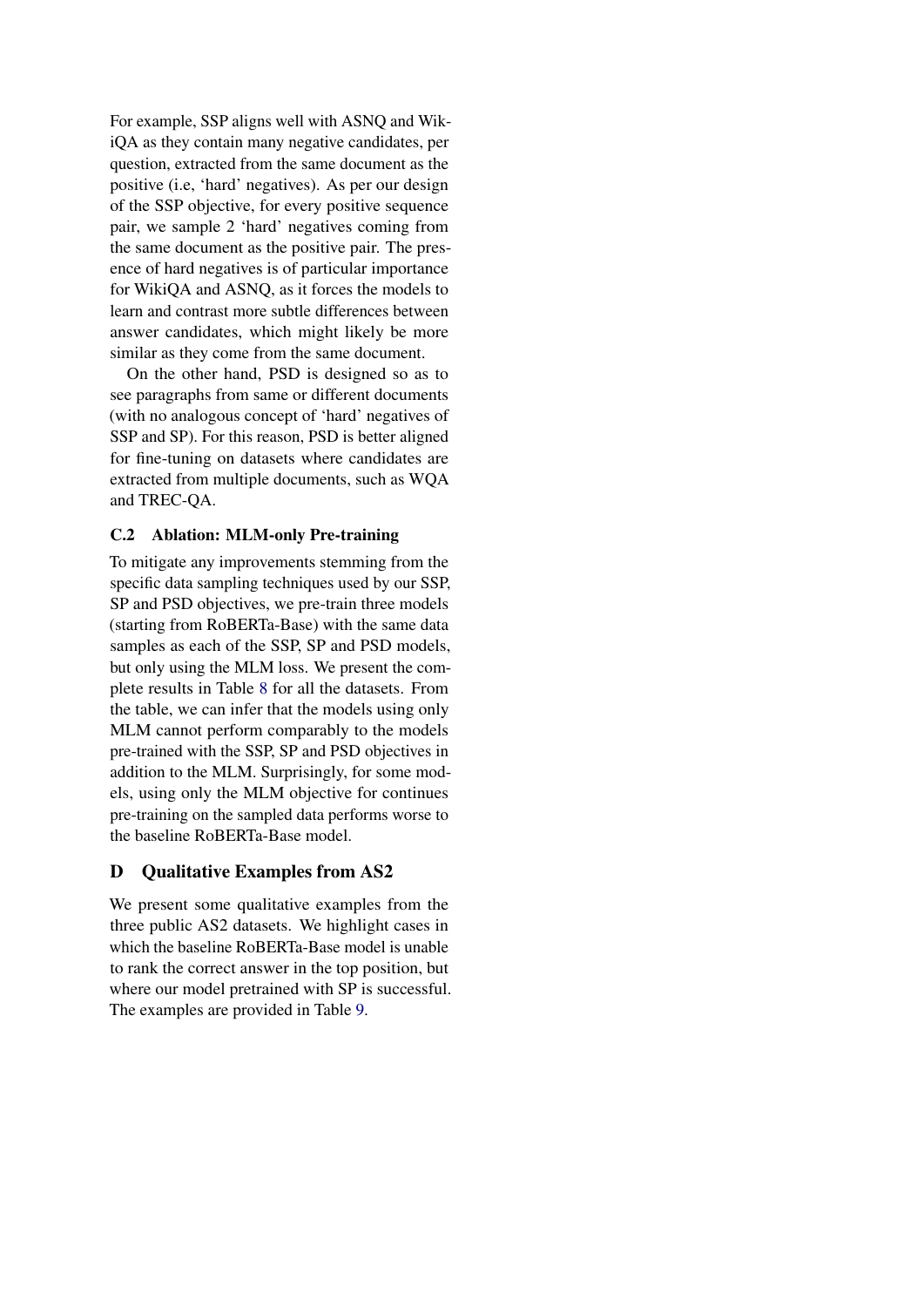For example, SSP aligns well with ASNQ and WikiQA as they contain many negative candidates, per question, extracted from the same document as the positive (i.e, 'hard' negatives). As per our design of the SSP objective, for every positive sequence pair, we sample 2 'hard' negatives coming from the same document as the positive pair. The presence of hard negatives is of particular importance for WikiQA and ASNQ, as it forces the models to learn and contrast more subtle differences between answer candidates, which might likely be more similar as they come from the same document.

On the other hand, PSD is designed so as to see paragraphs from same or different documents (with no analogous concept of 'hard' negatives of SSP and SP). For this reason, PSD is better aligned for fine-tuning on datasets where candidates are extracted from multiple documents, such as WQA and TREC-QA.

### C.2 Ablation: MLM-only Pre-training

To mitigate any improvements stemming from the specific data sampling techniques used by our SSP, SP and PSD objectives, we pre-train three models (starting from RoBERTa-Base) with the same data samples as each of the SSP, SP and PSD models, but only using the MLM loss. We present the complete results in Table 8 for all the datasets. From the table, we can infer that the models using only MLM cannot perform comparably to the models pre-trained with the SSP, SP and PSD objectives in addition to the MLM. Surprisingly, for some models, using only the MLM objective for continues pre-training on the sampled data performs worse to the baseline RoBERTa-Base model.

## D Qualitative Examples from AS2

We present some qualitative examples from the three public AS2 datasets. We highlight cases in which the baseline RoBERTa-Base model is unable to rank the correct answer in the top position, but where our model pretrained with SP is successful. The examples are provided in Table 9.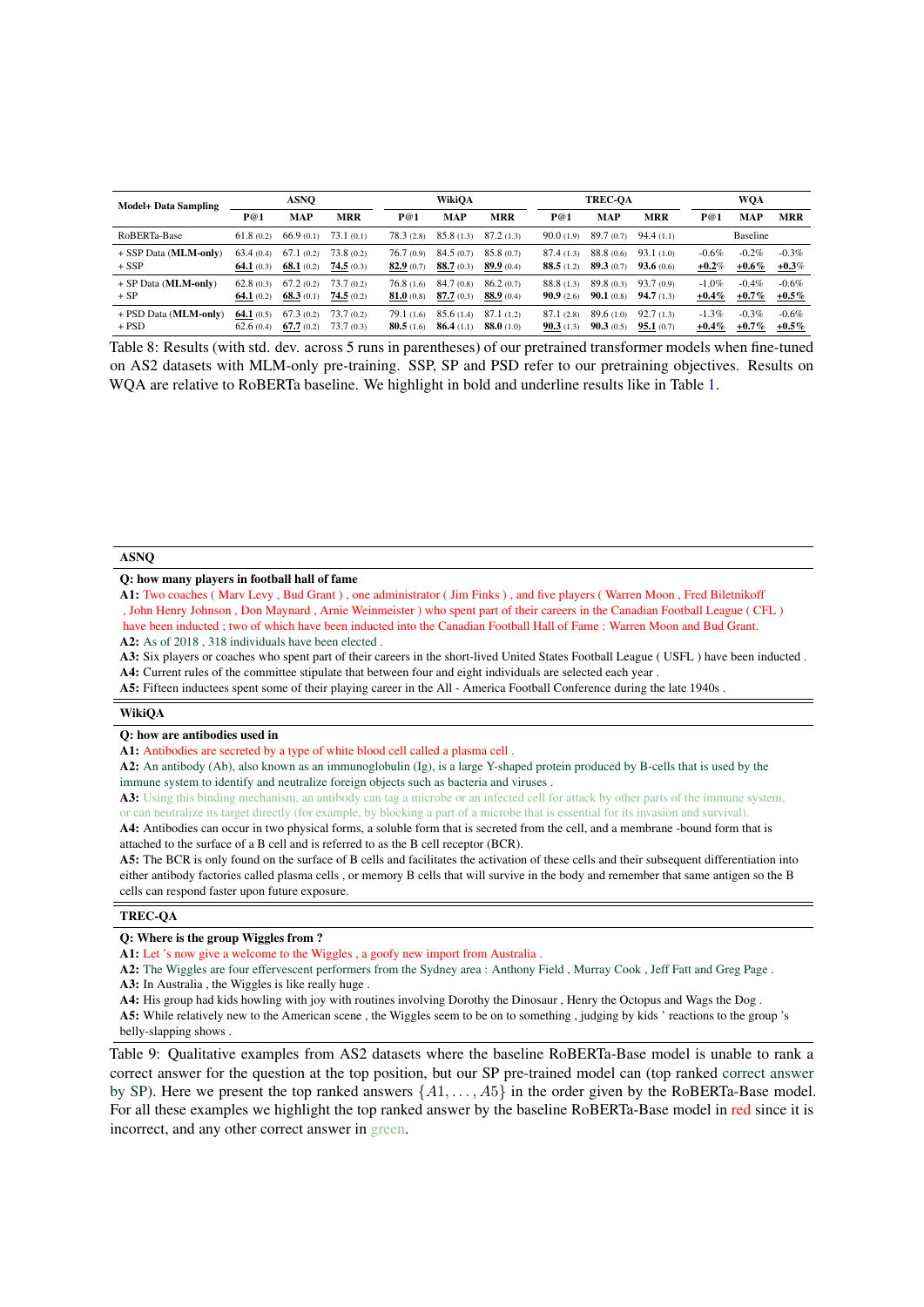| Model+ Data Sampling | ASNQ | | | WikiQA | | | TREC-QA | | | WQA | | |
|---|---|---|---|---|---|---|---|---|---|---|---|---|
| | P@1 | MAP | MRR | P@1 | MAP | MRR | P@1 | MAP | MRR | P@1 | MAP | MRR |
| RoBERTa-Base | 61.8 (0.2) | 66.9 (0.1) | 73.1 (0.1) | 78.3 (2.8) | 85.8 (1.3) | 87.2 (1.3) | 90.0 (1.9) | 89.7 (0.7) | 94.4 (1.1) | | Baseline | |
| + SSP Data (**MLM-only**) | 63.4 (0.4) | 67.1 (0.2) | 73.8 (0.2) | 76.7 (0.9) | 84.5 (0.7) | 85.8 (0.7) | 87.4 (1.3) | 88.8 (0.6) | 93.1 (1.0) | -0.6% | -0.2% | -0.3% |
| + SSP | <u>**64.1**</u> (0.3) | <u>**68.1**</u> (0.2) | <u>**74.5**</u> (0.3) | <u>**82.9**</u> (0.7) | <u>**88.7**</u> (0.3) | <u>**89.9**</u> (0.4) | **88.5** (1.2) | **89.3** (0.7) | **93.6** (0.6) | <u>**+0.2%**</u> | <u>**+0.6%**</u> | <u>**+0.3%**</u> |
| + SP Data (**MLM-only**) | 62.8 (0.3) | 67.2 (0.2) | 73.7 (0.2) | 76.8 (1.6) | 84.7 (0.8) | 86.2 (0.7) | 88.8 (1.3) | 89.8 (0.3) | 93.7 (0.9) | -1.0% | -0.4% | -0.6% |
| + SP | <u>**64.1**</u> (0.2) | <u>**68.3**</u> (0.1) | <u>**74.5**</u> (0.2) | <u>**81.0**</u> (0.8) | <u>**87.7**</u> (0.3) | <u>**88.9**</u> (0.4) | **90.9** (2.6) | **90.1** (0.8) | **94.7** (1.3) | <u>**+0.4%**</u> | <u>**+0.7%**</u> | <u>**+0.5%**</u> |
| + PSD Data (**MLM-only**) | <u>**64.1**</u> (0.5) | 67.3 (0.2) | 73.7 (0.2) | 79.1 (1.6) | 85.6 (1.4) | 87.1 (1.2) | 87.1 (2.8) | 89.6 (1.0) | 92.7 (1.3) | -1.3% | -0.3% | -0.6% |
| + PSD | 62.6 (0.4) | <u>**67.7**</u> (0.2) | 73.7 (0.3) | **80.5** (1.6) | **86.4** (1.1) | **88.0** (1.0) | <u>**90.3**</u> (1.3) | **90.3** (0.5) | <u>**95.1**</u> (0.7) | <u>**+0.4%**</u> | <u>**+0.7%**</u> | <u>**+0.5%**</u> |

Table 8: Results (with std. dev. across 5 runs in parentheses) of our pretrained transformer models when fine-tuned on AS2 datasets with MLM-only pre-training. SSP, SP and PSD refer to our pretraining objectives. Results on WQA are relative to RoBERTa baseline. We highlight in bold and underline results like in Table 1.

**ASNQ**

**Q: how many players in football hall of fame**

**A1:** Two coaches ( Marv Levy , Bud Grant ) , one administrator ( Jim Finks ) , and five players ( Warren Moon , Fred Biletnikoff , John Henry Johnson , Don Maynard , Arnie Weinmeister ) who spent part of their careers in the Canadian Football League ( CFL ) have been inducted ; two of which have been inducted into the Canadian Football Hall of Fame : Warren Moon and Bud Grant.

**A2:** As of 2018 , 318 individuals have been elected .

**A3:** Six players or coaches who spent part of their careers in the short-lived United States Football League ( USFL ) have been inducted .

**A4:** Current rules of the committee stipulate that between four and eight individuals are selected each year .

**A5:** Fifteen inductees spent some of their playing career in the All - America Football Conference during the late 1940s .

**WikiQA**

**Q: how are antibodies used in**

**A1:** Antibodies are secreted by a type of white blood cell called a plasma cell .

**A2:** An antibody (Ab), also known as an immunoglobulin (Ig), is a large Y-shaped protein produced by B-cells that is used by the immune system to identify and neutralize foreign objects such as bacteria and viruses .

**A3:** Using this binding mechanism, an antibody can tag a microbe or an infected cell for attack by other parts of the immune system, or can neutralize its target directly (for example, by blocking a part of a microbe that is essential for its invasion and survival).

**A4:** Antibodies can occur in two physical forms, a soluble form that is secreted from the cell, and a membrane -bound form that is attached to the surface of a B cell and is referred to as the B cell receptor (BCR).

**A5:** The BCR is only found on the surface of B cells and facilitates the activation of these cells and their subsequent differentiation into either antibody factories called plasma cells , or memory B cells that will survive in the body and remember that same antigen so the B cells can respond faster upon future exposure.

**TREC-QA**

**Q: Where is the group Wiggles from ?**

**A1:** Let 's now give a welcome to the Wiggles , a goofy new import from Australia .

**A2:** The Wiggles are four effervescent performers from the Sydney area : Anthony Field , Murray Cook , Jeff Fatt and Greg Page .

**A3:** In Australia , the Wiggles is like really huge .

**A4:** His group had kids howling with joy with routines involving Dorothy the Dinosaur , Henry the Octopus and Wags the Dog .

**A5:** While relatively new to the American scene , the Wiggles seem to be on to something , judging by kids ' reactions to the group 's belly-slapping shows .

Table 9: Qualitative examples from AS2 datasets where the baseline RoBERTa-Base model is unable to rank a correct answer for the question at the top position, but our SP pre-trained model can (top ranked correct answer by SP). Here we present the top ranked answers $\{A1, \ldots, A5\}$ in the order given by the RoBERTa-Base model. For all these examples we highlight the top ranked answer by the baseline RoBERTa-Base model in red since it is incorrect, and any other correct answer in green.